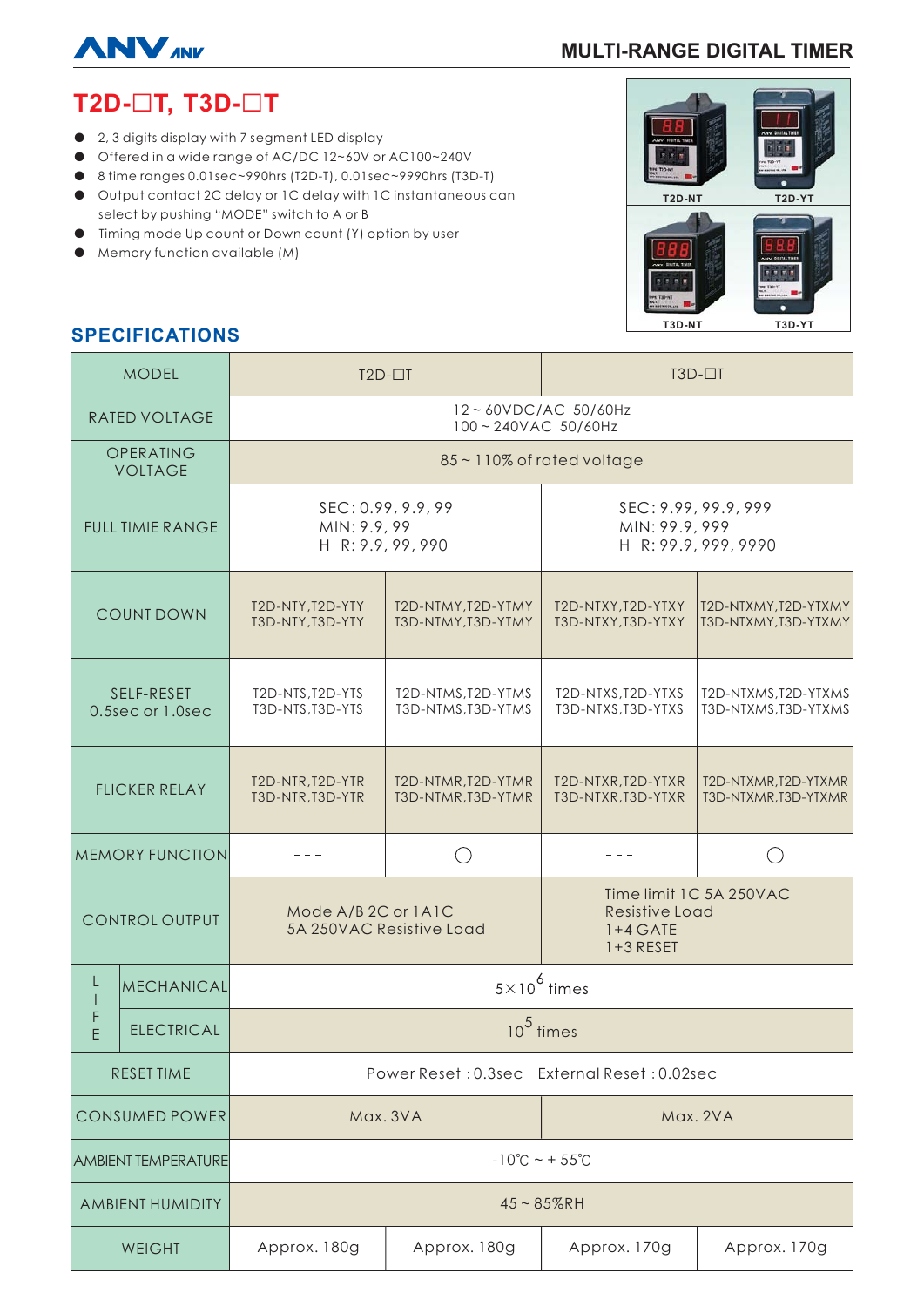MULTI-RANGE DIGITAL TIMER

# T2D-☐T, T3D-☐T

- 2, 3 digits display with 7 segment LED display
- Offered in a wide range of AC/DC 12~60V or AC100~240V
- 8 time ranges 0.01sec~990hrs (T2D-T), 0.01sec~9990hrs (T3D-T)
- Output contact 2C delay or 1C delay with 1C instantaneous can select by pushing "MODE" switch to A or B
- Timing mode Up count or Down count (Y) option by user
- Memory function available (M)

T2D-NT | T2D-YT | T3D-NT | T3D-YT

## SPECIFICATIONS

| MODEL | | T2D-☐T | | T3D-☐T | |
|---|---|---|---|---|---|
| RATED VOLTAGE | | 12 ~ 60VDC/AC 50/60Hz<br>100 ~ 240VAC 50/60Hz | | | |
| OPERATING VOLTAGE | | 85 ~ 110% of rated voltage | | | |
| FULL TIMIE RANGE | | SEC: 0.99, 9.9, 99<br>MIN: 9.9, 99<br>H R: 9.9, 99, 990 | | SEC: 9.99, 99.9, 999<br>MIN: 99.9, 999<br>H R: 99.9, 999, 9990 | |
| COUNT DOWN | | T2D-NTY,T2D-YTY<br>T3D-NTY,T3D-YTY | T2D-NTMY,T2D-YTMY<br>T3D-NTMY,T3D-YTMY | T2D-NTXY,T2D-YTXY<br>T3D-NTXY,T3D-YTXY | T2D-NTXMY,T2D-YTXMY<br>T3D-NTXMY,T3D-YTXMY |
| SELF-RESET 0.5sec or 1.0sec | | T2D-NTS,T2D-YTS<br>T3D-NTS,T3D-YTS | T2D-NTMS,T2D-YTMS<br>T3D-NTMS,T3D-YTMS | T2D-NTXS,T2D-YTXS<br>T3D-NTXS,T3D-YTXS | T2D-NTXMS,T2D-YTXMS<br>T3D-NTXMS,T3D-YTXMS |
| FLICKER RELAY | | T2D-NTR,T2D-YTR<br>T3D-NTR,T3D-YTR | T2D-NTMR,T2D-YTMR<br>T3D-NTMR,T3D-YTMR | T2D-NTXR,T2D-YTXR<br>T3D-NTXR,T3D-YTXR | T2D-NTXMR,T2D-YTXMR<br>T3D-NTXMR,T3D-YTXMR |
| MEMORY FUNCTION | | - - - | ○ | - - - | ○ |
| CONTROL OUTPUT | | Mode A/B 2C or 1A1C<br>5A 250VAC Resistive Load | | Time limit 1C 5A 250VAC<br>Resistive Load<br>1+4 GATE<br>1+3 RESET | |
| LIFE | MECHANICAL | $5\times10^{6}$ times | | | |
| | ELECTRICAL | $10^{5}$ times | | | |
| RESET TIME | | Power Reset : 0.3sec External Reset : 0.02sec | | | |
| CONSUMED POWER | | Max. 3VA | | Max. 2VA | |
| AMBIENT TEMPERATURE | | -10℃ ~ + 55℃ | | | |
| AMBIENT HUMIDITY | | 45 ~ 85%RH | | | |
| WEIGHT | | Approx. 180g | Approx. 180g | Approx. 170g | Approx. 170g |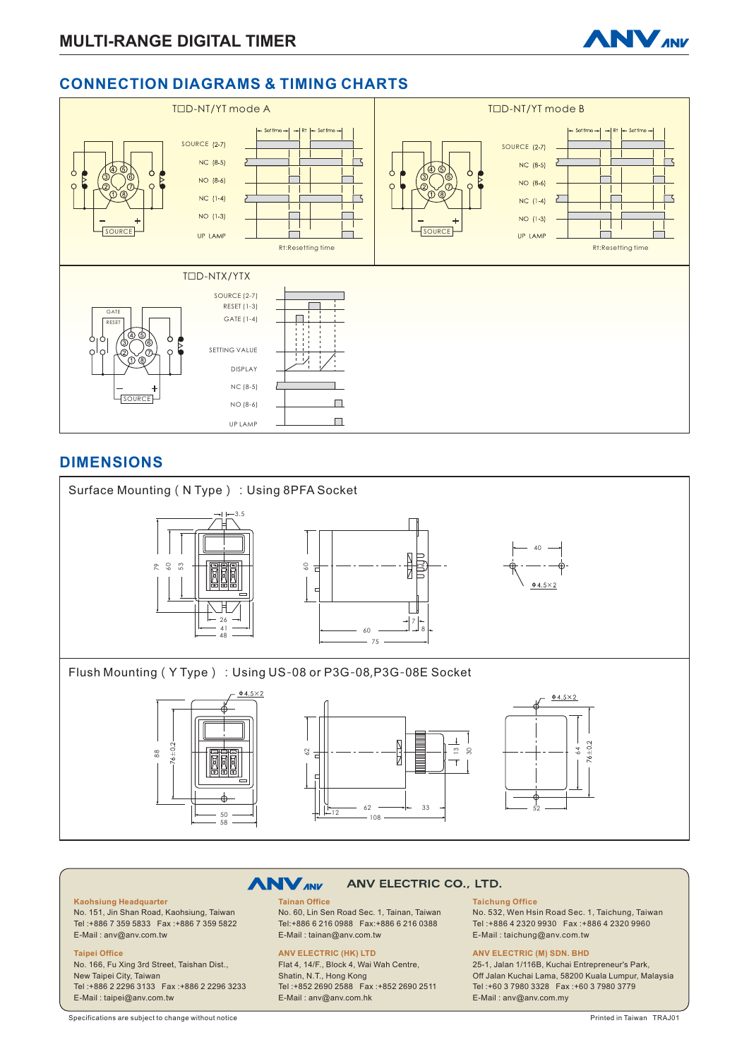## CONNECTION DIAGRAMS & TIMING CHARTS

T□D-NT/YT mode A

Set time | Rt | Set time

SOURCE (2-7)
NC (8-5)
NO (8-6)
NC (1-4)
NO (1-3)
UP LAMP

Rt:Resetting time

SOURCE

T□D-NT/YT mode B

Set time | Rt | Set time

SOURCE (2-7)
NC (8-5)
NO (8-6)
NC (1-4)
NO (1-3)
UP LAMP

Rt:Resetting time

SOURCE

T□D-NTX/YTX

GATE
RESET

SOURCE (2-7)
RESET (1-3)
GATE (1-4)
SETTING VALUE
DISPLAY
NC (8-5)
NO (8-6)
UP LAMP

SOURCE

## DIMENSIONS

Surface Mounting ( N Type ) : Using 8PFA Socket

3.5
79
60
53
26
41
48
60
60
7
8
75
40
Φ4.5×2

Flush Mounting ( Y Type ) : Using US-08 or P3G-08,P3G-08E Socket

Φ4.5×2
88
76±0.2
50
58
62
12
62
33
108
13
30
Φ4.5×2
64
76±0.2
52

**ANV ELECTRIC CO., LTD.**

**Kaohsiung Headquarter**
No. 151, Jin Shan Road, Kaohsiung, Taiwan
Tel :+886 7 359 5833 Fax :+886 7 359 5822
E-Mail : anv@anv.com.tw

**Tainan Office**
No. 60, Lin Sen Road Sec. 1, Tainan, Taiwan
Tel:+886 6 216 0988 Fax:+886 6 216 0388
E-Mail : tainan@anv.com.tw

**Taichung Office**
No. 532, Wen Hsin Road Sec. 1, Taichung, Taiwan
Tel :+886 4 2320 9930 Fax :+886 4 2320 9960
E-Mail : taichung@anv.com.tw

**Taipei Office**
No. 166, Fu Xing 3rd Street, Taishan Dist.,
New Taipei City, Taiwan
Tel :+886 2 2296 3133 Fax :+886 2 2296 3233
E-Mail : taipei@anv.com.tw

**ANV ELECTRIC (HK) LTD**
Flat 4, 14/F., Block 4, Wai Wah Centre,
Shatin, N.T., Hong Kong
Tel :+852 2690 2588 Fax :+852 2690 2511
E-Mail : anv@anv.com.hk

**ANV ELECTRIC (M) SDN. BHD**
25-1, Jalan 1/116B, Kuchai Entrepreneur's Park,
Off Jalan Kuchai Lama, 58200 Kuala Lumpur, Malaysia
Tel :+60 3 7980 3328 Fax :+60 3 7980 3779
E-Mail : anv@anv.com.my

Specifications are subject to change without notice

Printed in Taiwan TRAJ01